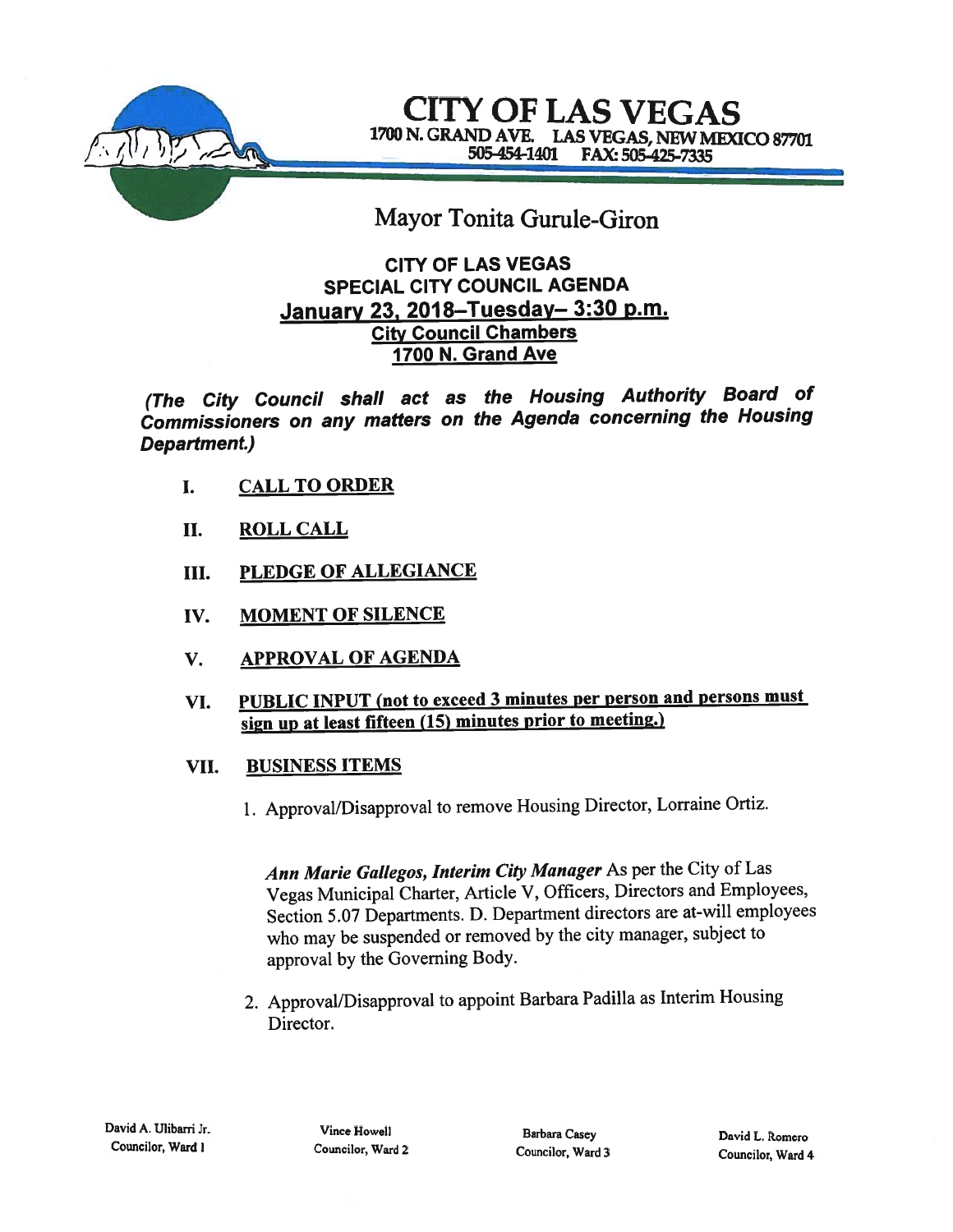# CITY OF LAS VEGAS

1700 N. GRAND AVE. LAS VEGAS, NEW MEXICO 87701
505-454-1401 FAX: 505-425-7335

## Mayor Tonita Gurule-Giron

### CITY OF LAS VEGAS
### SPECIAL CITY COUNCIL AGENDA
### January 23, 2018–Tuesday– 3:30 p.m.
### City Council Chambers
### 1700 N. Grand Ave

***(The City Council shall act as the Housing Authority Board of Commissioners on any matters on the Agenda concerning the Housing Department.)***

I. **CALL TO ORDER**

II. **ROLL CALL**

III. **PLEDGE OF ALLEGIANCE**

IV. **MOMENT OF SILENCE**

V. **APPROVAL OF AGENDA**

VI. **PUBLIC INPUT (not to exceed 3 minutes per person and persons must sign up at least fifteen (15) minutes prior to meeting.)**

VII. **BUSINESS ITEMS**

1. Approval/Disapproval to remove Housing Director, Lorraine Ortiz.

   ***Ann Marie Gallegos, Interim City Manager*** As per the City of Las Vegas Municipal Charter, Article V, Officers, Directors and Employees, Section 5.07 Departments. D. Department directors are at-will employees who may be suspended or removed by the city manager, subject to approval by the Governing Body.

2. Approval/Disapproval to appoint Barbara Padilla as Interim Housing Director.

David A. Ulibarri Jr.
Councilor, Ward 1

Vince Howell
Councilor, Ward 2

Barbara Casey
Councilor, Ward 3

David L. Romero
Councilor, Ward 4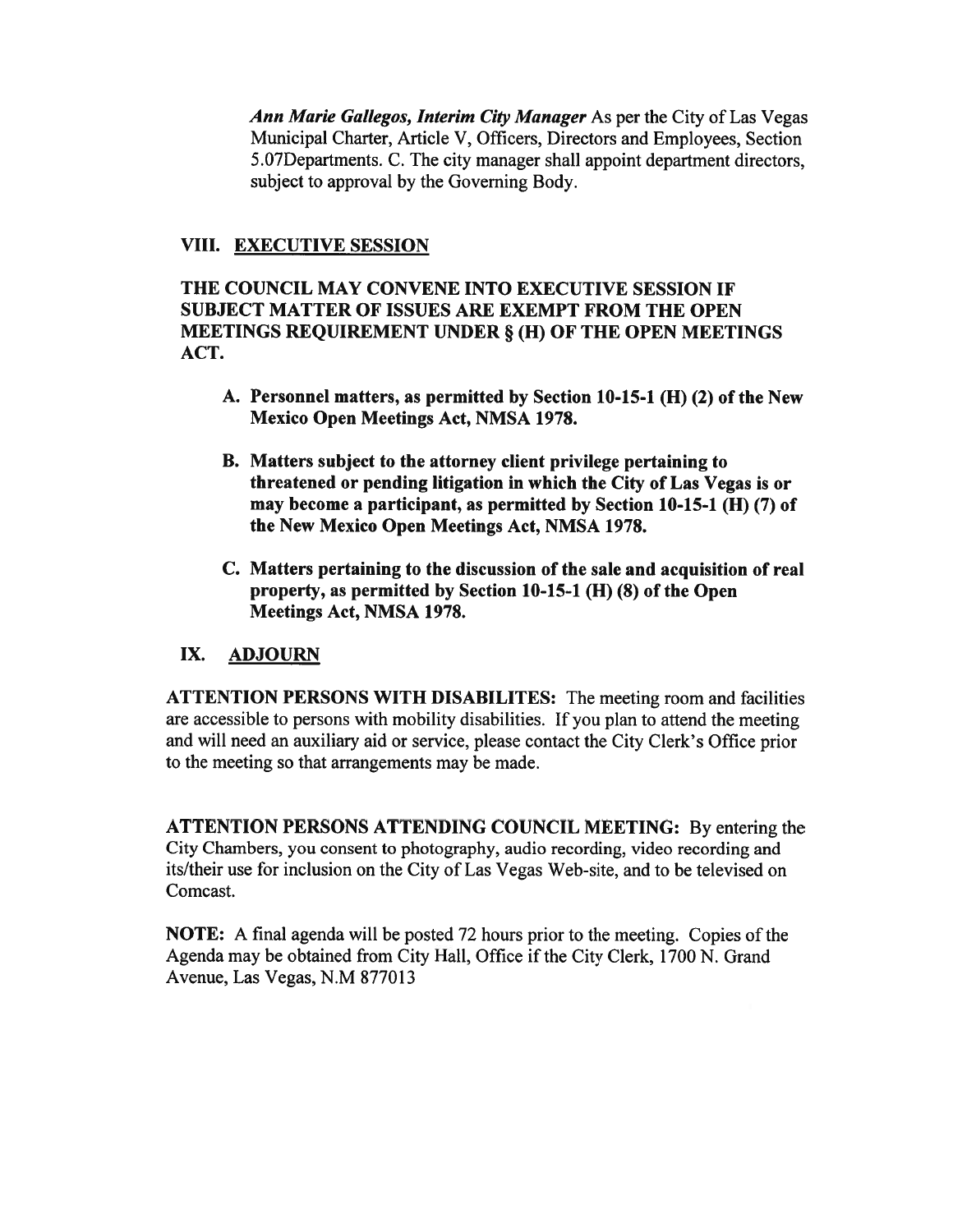*Ann Marie Gallegos, Interim City Manager* As per the City of Las Vegas Municipal Charter, Article V, Officers, Directors and Employees, Section 5.07Departments. C. The city manager shall appoint department directors, subject to approval by the Governing Body.

## VIII. EXECUTIVE SESSION

**THE COUNCIL MAY CONVENE INTO EXECUTIVE SESSION IF SUBJECT MATTER OF ISSUES ARE EXEMPT FROM THE OPEN MEETINGS REQUIREMENT UNDER § (H) OF THE OPEN MEETINGS ACT.**

A. **Personnel matters, as permitted by Section 10-15-1 (H) (2) of the New Mexico Open Meetings Act, NMSA 1978.**

B. **Matters subject to the attorney client privilege pertaining to threatened or pending litigation in which the City of Las Vegas is or may become a participant, as permitted by Section 10-15-1 (H) (7) of the New Mexico Open Meetings Act, NMSA 1978.**

C. **Matters pertaining to the discussion of the sale and acquisition of real property, as permitted by Section 10-15-1 (H) (8) of the Open Meetings Act, NMSA 1978.**

## IX. ADJOURN

**ATTENTION PERSONS WITH DISABILITES:** The meeting room and facilities are accessible to persons with mobility disabilities. If you plan to attend the meeting and will need an auxiliary aid or service, please contact the City Clerk's Office prior to the meeting so that arrangements may be made.

**ATTENTION PERSONS ATTENDING COUNCIL MEETING:** By entering the City Chambers, you consent to photography, audio recording, video recording and its/their use for inclusion on the City of Las Vegas Web-site, and to be televised on Comcast.

**NOTE:** A final agenda will be posted 72 hours prior to the meeting. Copies of the Agenda may be obtained from City Hall, Office if the City Clerk, 1700 N. Grand Avenue, Las Vegas, N.M 877013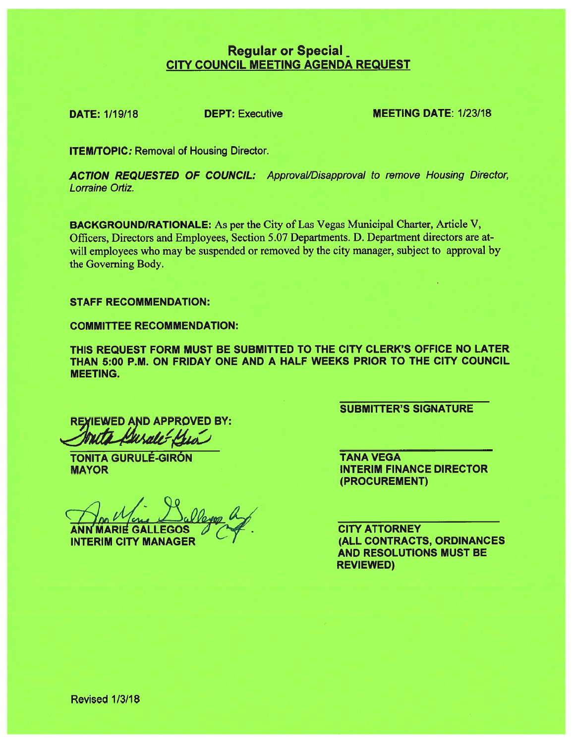## Regular or Special _
## CITY COUNCIL MEETING AGENDA REQUEST

**DATE:** 1/19/18 **DEPT:** Executive **MEETING DATE**: 1/23/18

**ITEM/TOPIC:** Removal of Housing Director.

***ACTION REQUESTED OF COUNCIL:*** *Approval/Disapproval to remove Housing Director, Lorraine Ortiz.*

**BACKGROUND/RATIONALE:** As per the City of Las Vegas Municipal Charter, Article V, Officers, Directors and Employees, Section 5.07 Departments. D. Department directors are at-will employees who may be suspended or removed by the city manager, subject to approval by the Governing Body.

**STAFF RECOMMENDATION:**

**COMMITTEE RECOMMENDATION:**

**THIS REQUEST FORM MUST BE SUBMITTED TO THE CITY CLERK'S OFFICE NO LATER THAN 5:00 P.M. ON FRIDAY ONE AND A HALF WEEKS PRIOR TO THE CITY COUNCIL MEETING.**

**REVIEWED AND APPROVED BY:**

**TONITA GURULÉ-GIRÓN**
**MAYOR**

**ANN MARIE GALLEGOS**
**INTERIM CITY MANAGER**

**SUBMITTER'S SIGNATURE**

**TANA VEGA**
**INTERIM FINANCE DIRECTOR**
**(PROCUREMENT)**

**CITY ATTORNEY**
**(ALL CONTRACTS, ORDINANCES AND RESOLUTIONS MUST BE REVIEWED)**

Revised 1/3/18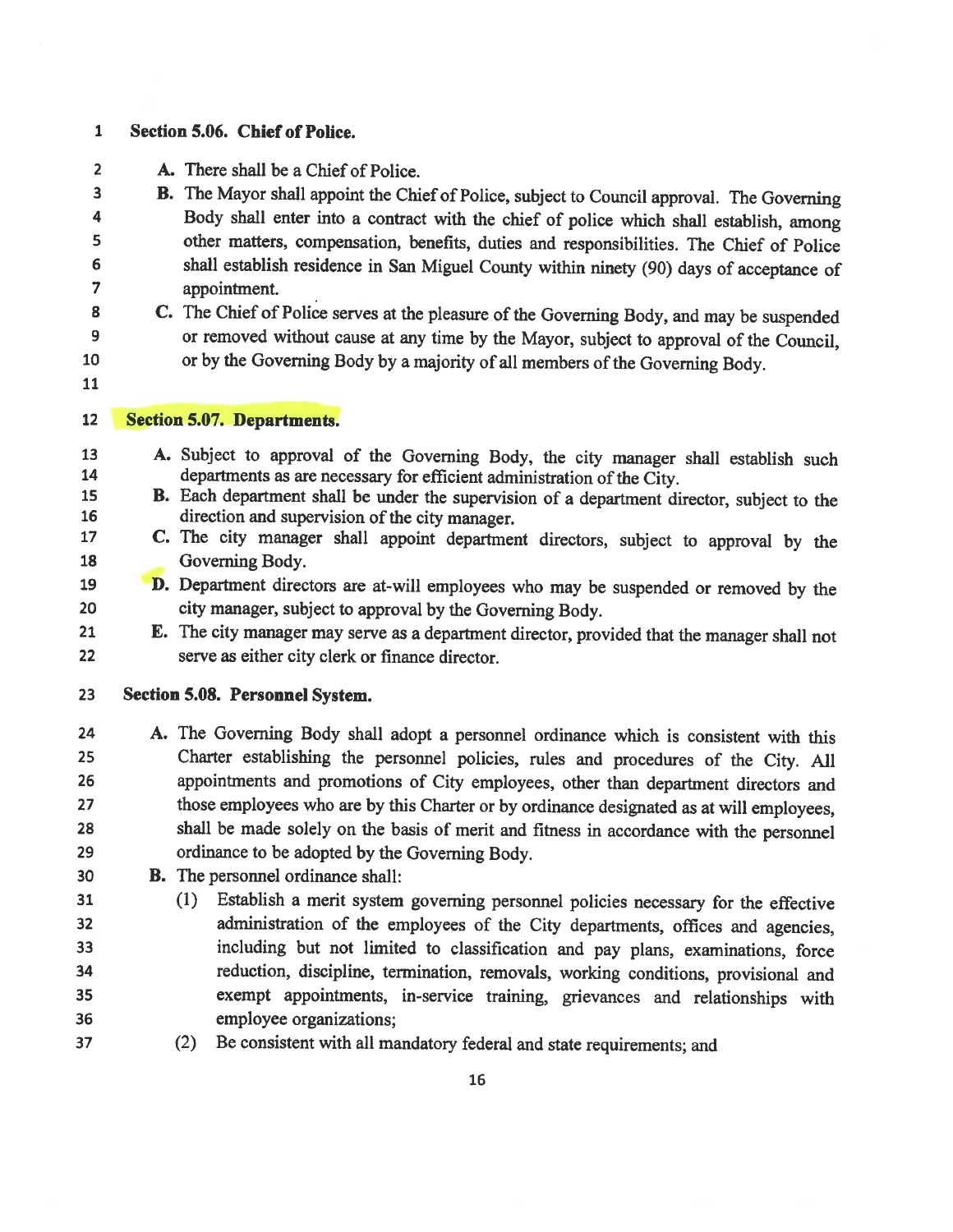## Section 5.06. Chief of Police.

A. There shall be a Chief of Police.

B. The Mayor shall appoint the Chief of Police, subject to Council approval. The Governing Body shall enter into a contract with the chief of police which shall establish, among other matters, compensation, benefits, duties and responsibilities. The Chief of Police shall establish residence in San Miguel County within ninety (90) days of acceptance of appointment.

C. The Chief of Police serves at the pleasure of the Governing Body, and may be suspended or removed without cause at any time by the Mayor, subject to approval of the Council, or by the Governing Body by a majority of all members of the Governing Body.

## Section 5.07. Departments.

A. Subject to approval of the Governing Body, the city manager shall establish such departments as are necessary for efficient administration of the City.

B. Each department shall be under the supervision of a department director, subject to the direction and supervision of the city manager.

C. The city manager shall appoint department directors, subject to approval by the Governing Body.

D. Department directors are at-will employees who may be suspended or removed by the city manager, subject to approval by the Governing Body.

E. The city manager may serve as a department director, provided that the manager shall not serve as either city clerk or finance director.

## Section 5.08. Personnel System.

A. The Governing Body shall adopt a personnel ordinance which is consistent with this Charter establishing the personnel policies, rules and procedures of the City. All appointments and promotions of City employees, other than department directors and those employees who are by this Charter or by ordinance designated as at will employees, shall be made solely on the basis of merit and fitness in accordance with the personnel ordinance to be adopted by the Governing Body.

B. The personnel ordinance shall:

(1) Establish a merit system governing personnel policies necessary for the effective administration of the employees of the City departments, offices and agencies, including but not limited to classification and pay plans, examinations, force reduction, discipline, termination, removals, working conditions, provisional and exempt appointments, in-service training, grievances and relationships with employee organizations;

(2) Be consistent with all mandatory federal and state requirements; and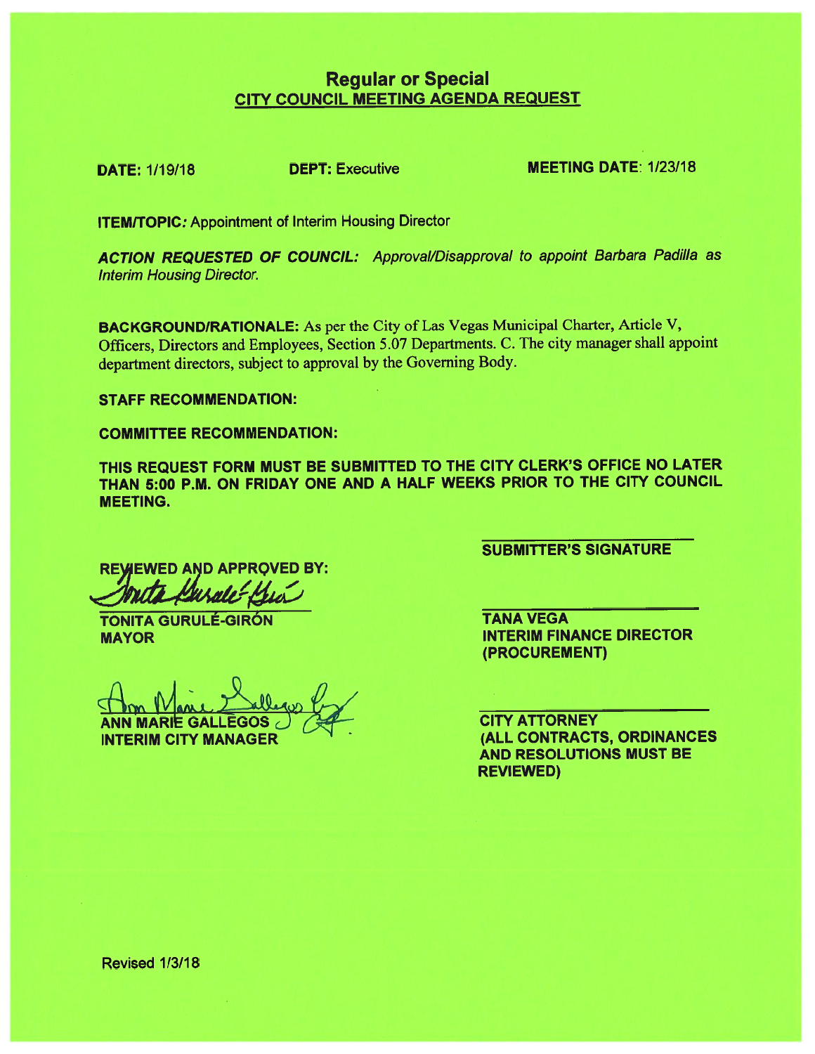## Regular or Special

## CITY COUNCIL MEETING AGENDA REQUEST

**DATE:** 1/19/18 **DEPT:** Executive **MEETING DATE**: 1/23/18

**ITEM/TOPIC:** Appointment of Interim Housing Director

***ACTION REQUESTED OF COUNCIL:*** *Approval/Disapproval to appoint Barbara Padilla as Interim Housing Director.*

**BACKGROUND/RATIONALE:** As per the City of Las Vegas Municipal Charter, Article V, Officers, Directors and Employees, Section 5.07 Departments. C. The city manager shall appoint department directors, subject to approval by the Governing Body.

**STAFF RECOMMENDATION:**

**COMMITTEE RECOMMENDATION:**

**THIS REQUEST FORM MUST BE SUBMITTED TO THE CITY CLERK'S OFFICE NO LATER THAN 5:00 P.M. ON FRIDAY ONE AND A HALF WEEKS PRIOR TO THE CITY COUNCIL MEETING.**

**REVIEWED AND APPROVED BY:**

**TONITA GURULÉ-GIRÓN**
**MAYOR**

**ANN MARIE GALLEGOS**
**INTERIM CITY MANAGER**

**SUBMITTER'S SIGNATURE**

**TANA VEGA**
**INTERIM FINANCE DIRECTOR (PROCUREMENT)**

**CITY ATTORNEY**
**(ALL CONTRACTS, ORDINANCES AND RESOLUTIONS MUST BE REVIEWED)**

Revised 1/3/18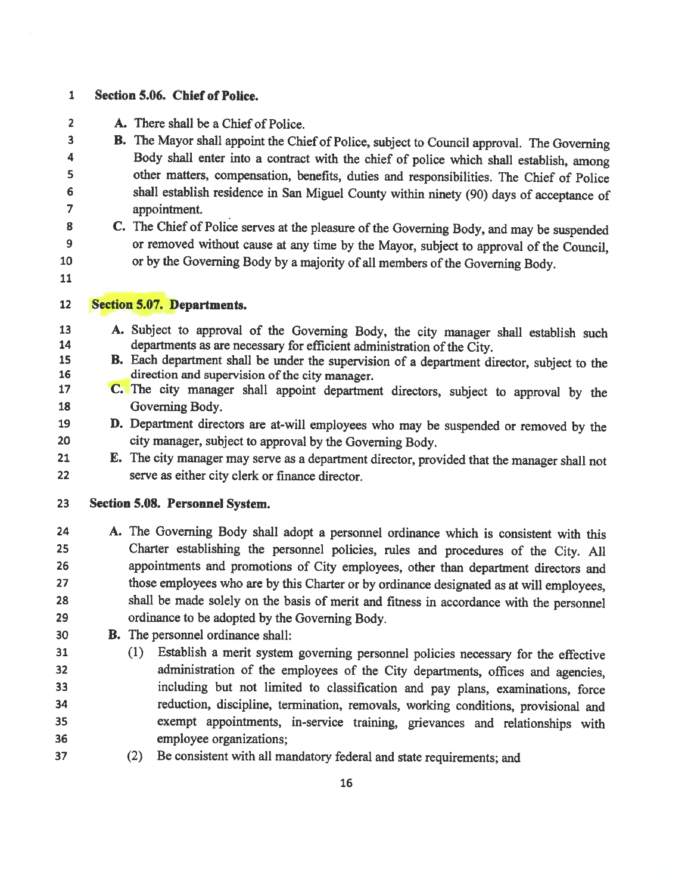## Section 5.06. Chief of Police.

A. There shall be a Chief of Police.

B. The Mayor shall appoint the Chief of Police, subject to Council approval. The Governing Body shall enter into a contract with the chief of police which shall establish, among other matters, compensation, benefits, duties and responsibilities. The Chief of Police shall establish residence in San Miguel County within ninety (90) days of acceptance of appointment.

C. The Chief of Police serves at the pleasure of the Governing Body, and may be suspended or removed without cause at any time by the Mayor, subject to approval of the Council, or by the Governing Body by a majority of all members of the Governing Body.

## Section 5.07. Departments.

A. Subject to approval of the Governing Body, the city manager shall establish such departments as are necessary for efficient administration of the City.

B. Each department shall be under the supervision of a department director, subject to the direction and supervision of the city manager.

C. The city manager shall appoint department directors, subject to approval by the Governing Body.

D. Department directors are at-will employees who may be suspended or removed by the city manager, subject to approval by the Governing Body.

E. The city manager may serve as a department director, provided that the manager shall not serve as either city clerk or finance director.

## Section 5.08. Personnel System.

A. The Governing Body shall adopt a personnel ordinance which is consistent with this Charter establishing the personnel policies, rules and procedures of the City. All appointments and promotions of City employees, other than department directors and those employees who are by this Charter or by ordinance designated as at will employees, shall be made solely on the basis of merit and fitness in accordance with the personnel ordinance to be adopted by the Governing Body.

B. The personnel ordinance shall:

(1) Establish a merit system governing personnel policies necessary for the effective administration of the employees of the City departments, offices and agencies, including but not limited to classification and pay plans, examinations, force reduction, discipline, termination, removals, working conditions, provisional and exempt appointments, in-service training, grievances and relationships with employee organizations;

(2) Be consistent with all mandatory federal and state requirements; and